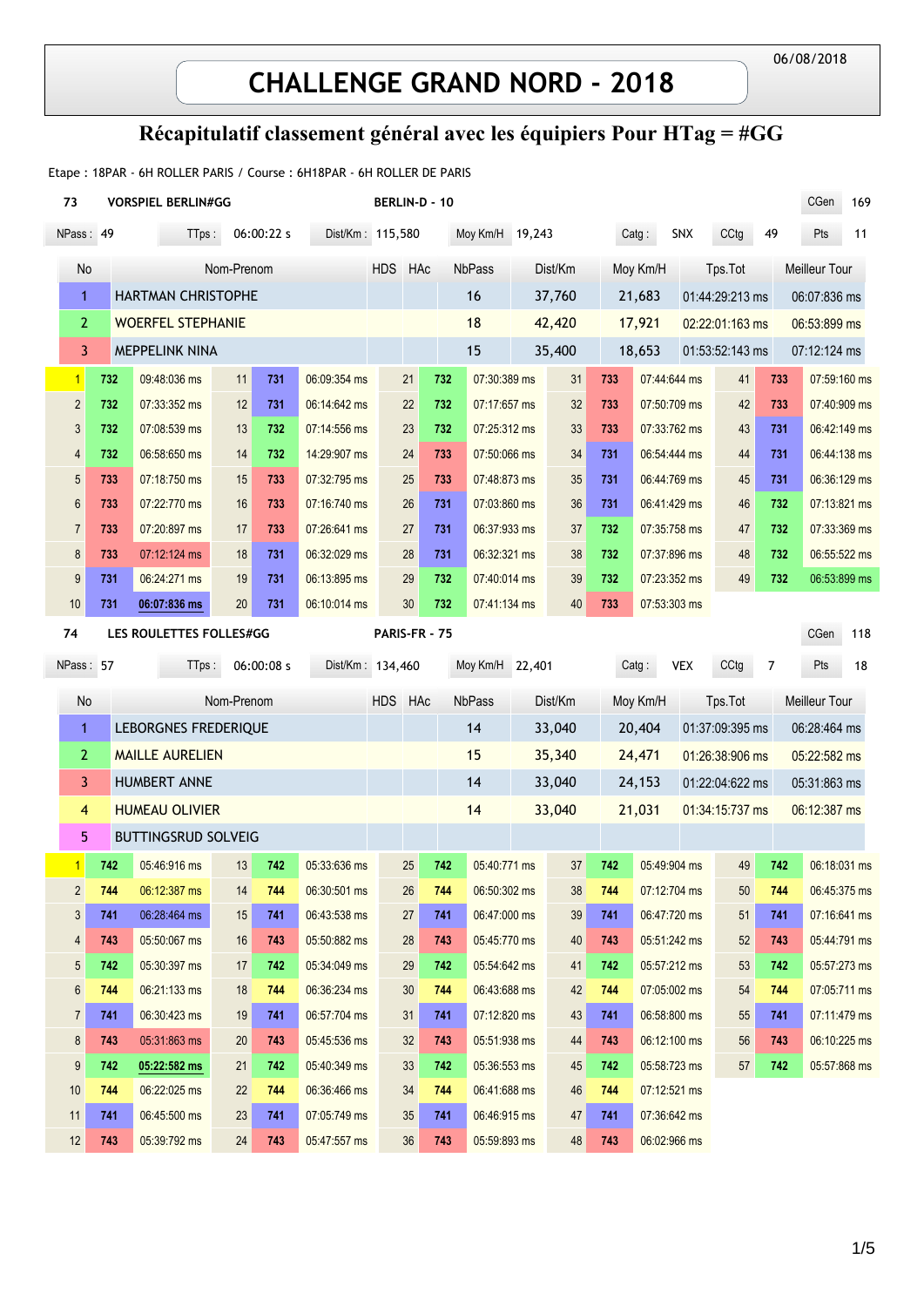# CHALLENGE GRAND NORD - 2018

06/08/2018

## Récapitulatif classement général avec les équipiers Pour HTag = #GG

Etape : 18PAR - 6H ROLLER PARIS / Course : 6H18PAR - 6H ROLLER DE PARIS

### 73 VORSPIEL BERLIN#GG — BERLIN-D - 10 — CGen 169

NPass : 49 | TTps : 06:00:22 s | Dist/Km : 115,580 | Moy Km/H 19,243 | Catg : SNX | CCtg 49 | Pts 11

| No | Nom-Prenom | HDS | HAc | NbPass | Dist/Km | Moy Km/H | Tps.Tot | Meilleur Tour |
|---|---|---|---|---|---|---|---|---|
| 1 | HARTMAN CHRISTOPHE | | | 16 | 37,760 | 21,683 | 01:44:29:213 ms | 06:07:836 ms |
| 2 | WOERFEL STEPHANIE | | | 18 | 42,420 | 17,921 | 02:22:01:163 ms | 06:53:899 ms |
| 3 | MEPPELINK NINA | | | 15 | 35,400 | 18,653 | 01:53:52:143 ms | 07:12:124 ms |

| | | | | | | | | | | | | | | |
|---|---|---|---|---|---|---|---|---|---|---|---|---|---|---|
| 1 | 732 | 09:48:036 ms | 11 | 731 | 06:09:354 ms | 21 | 732 | 07:30:389 ms | 31 | 733 | 07:44:644 ms | 41 | 733 | 07:59:160 ms |
| 2 | 732 | 07:33:352 ms | 12 | 731 | 06:14:642 ms | 22 | 732 | 07:17:657 ms | 32 | 733 | 07:50:709 ms | 42 | 733 | 07:40:909 ms |
| 3 | 732 | 07:08:539 ms | 13 | 732 | 07:14:556 ms | 23 | 732 | 07:25:312 ms | 33 | 733 | 07:33:762 ms | 43 | 731 | 06:42:149 ms |
| 4 | 732 | 06:58:650 ms | 14 | 732 | 14:29:907 ms | 24 | 733 | 07:50:066 ms | 34 | 731 | 06:54:444 ms | 44 | 731 | 06:44:138 ms |
| 5 | 733 | 07:18:750 ms | 15 | 733 | 07:32:795 ms | 25 | 733 | 07:48:873 ms | 35 | 731 | 06:44:769 ms | 45 | 731 | 06:36:129 ms |
| 6 | 733 | 07:22:770 ms | 16 | 733 | 07:16:740 ms | 26 | 731 | 07:03:860 ms | 36 | 731 | 06:41:429 ms | 46 | 732 | 07:13:821 ms |
| 7 | 733 | 07:20:897 ms | 17 | 733 | 07:26:641 ms | 27 | 731 | 06:37:933 ms | 37 | 732 | 07:35:758 ms | 47 | 732 | 07:33:369 ms |
| 8 | 733 | 07:12:124 ms | 18 | 731 | 06:32:029 ms | 28 | 731 | 06:32:321 ms | 38 | 732 | 07:37:896 ms | 48 | 732 | 06:55:522 ms |
| 9 | 731 | 06:24:271 ms | 19 | 731 | 06:13:895 ms | 29 | 732 | 07:40:014 ms | 39 | 732 | 07:23:352 ms | 49 | 732 | 06:53:899 ms |
| 10 | 731 | **06:07:836 ms** | 20 | 731 | 06:10:014 ms | 30 | 732 | 07:41:134 ms | 40 | 733 | 07:53:303 ms | | | |

### 74 LES ROULETTES FOLLES#GG — PARIS-FR - 75 — CGen 118

NPass : 57 | TTps : 06:00:08 s | Dist/Km : 134,460 | Moy Km/H 22,401 | Catg : VEX | CCtg 7 | Pts 18

| No | Nom-Prenom | HDS | HAc | NbPass | Dist/Km | Moy Km/H | Tps.Tot | Meilleur Tour |
|---|---|---|---|---|---|---|---|---|
| 1 | LEBORGNES FREDERIQUE | | | 14 | 33,040 | 20,404 | 01:37:09:395 ms | 06:28:464 ms |
| 2 | MAILLE AURELIEN | | | 15 | 35,340 | 24,471 | 01:26:38:906 ms | 05:22:582 ms |
| 3 | HUMBERT ANNE | | | 14 | 33,040 | 24,153 | 01:22:04:622 ms | 05:31:863 ms |
| 4 | HUMEAU OLIVIER | | | 14 | 33,040 | 21,031 | 01:34:15:737 ms | 06:12:387 ms |
| 5 | BUTTINGSRUD SOLVEIG | | | | | | | |

| | | | | | | | | | | | | | | |
|---|---|---|---|---|---|---|---|---|---|---|---|---|---|---|
| 1 | 742 | 05:46:916 ms | 13 | 742 | 05:33:636 ms | 25 | 742 | 05:40:771 ms | 37 | 742 | 05:49:904 ms | 49 | 742 | 06:18:031 ms |
| 2 | 744 | 06:12:387 ms | 14 | 744 | 06:30:501 ms | 26 | 744 | 06:50:302 ms | 38 | 744 | 07:12:704 ms | 50 | 744 | 06:45:375 ms |
| 3 | 741 | 06:28:464 ms | 15 | 741 | 06:43:538 ms | 27 | 741 | 06:47:000 ms | 39 | 741 | 06:47:720 ms | 51 | 741 | 07:16:641 ms |
| 4 | 743 | 05:50:067 ms | 16 | 743 | 05:50:882 ms | 28 | 743 | 05:45:770 ms | 40 | 743 | 05:51:242 ms | 52 | 743 | 05:44:791 ms |
| 5 | 742 | 05:30:397 ms | 17 | 742 | 05:34:049 ms | 29 | 742 | 05:54:642 ms | 41 | 742 | 05:57:212 ms | 53 | 742 | 05:57:273 ms |
| 6 | 744 | 06:21:133 ms | 18 | 744 | 06:36:234 ms | 30 | 744 | 06:43:688 ms | 42 | 744 | 07:05:002 ms | 54 | 744 | 07:05:711 ms |
| 7 | 741 | 06:30:423 ms | 19 | 741 | 06:57:704 ms | 31 | 741 | 07:12:820 ms | 43 | 741 | 06:58:800 ms | 55 | 741 | 07:11:479 ms |
| 8 | 743 | 05:31:863 ms | 20 | 743 | 05:45:536 ms | 32 | 743 | 05:51:938 ms | 44 | 743 | 06:12:100 ms | 56 | 743 | 06:10:225 ms |
| 9 | 742 | **05:22:582 ms** | 21 | 742 | 05:40:349 ms | 33 | 742 | 05:36:553 ms | 45 | 742 | 05:58:723 ms | 57 | 742 | 05:57:868 ms |
| 10 | 744 | 06:22:025 ms | 22 | 744 | 06:36:466 ms | 34 | 744 | 06:41:688 ms | 46 | 744 | 07:12:521 ms | | | |
| 11 | 741 | 06:45:500 ms | 23 | 741 | 07:05:749 ms | 35 | 741 | 06:46:915 ms | 47 | 741 | 07:36:642 ms | | | |
| 12 | 743 | 05:39:792 ms | 24 | 743 | 05:47:557 ms | 36 | 743 | 05:59:893 ms | 48 | 743 | 06:02:966 ms | | | |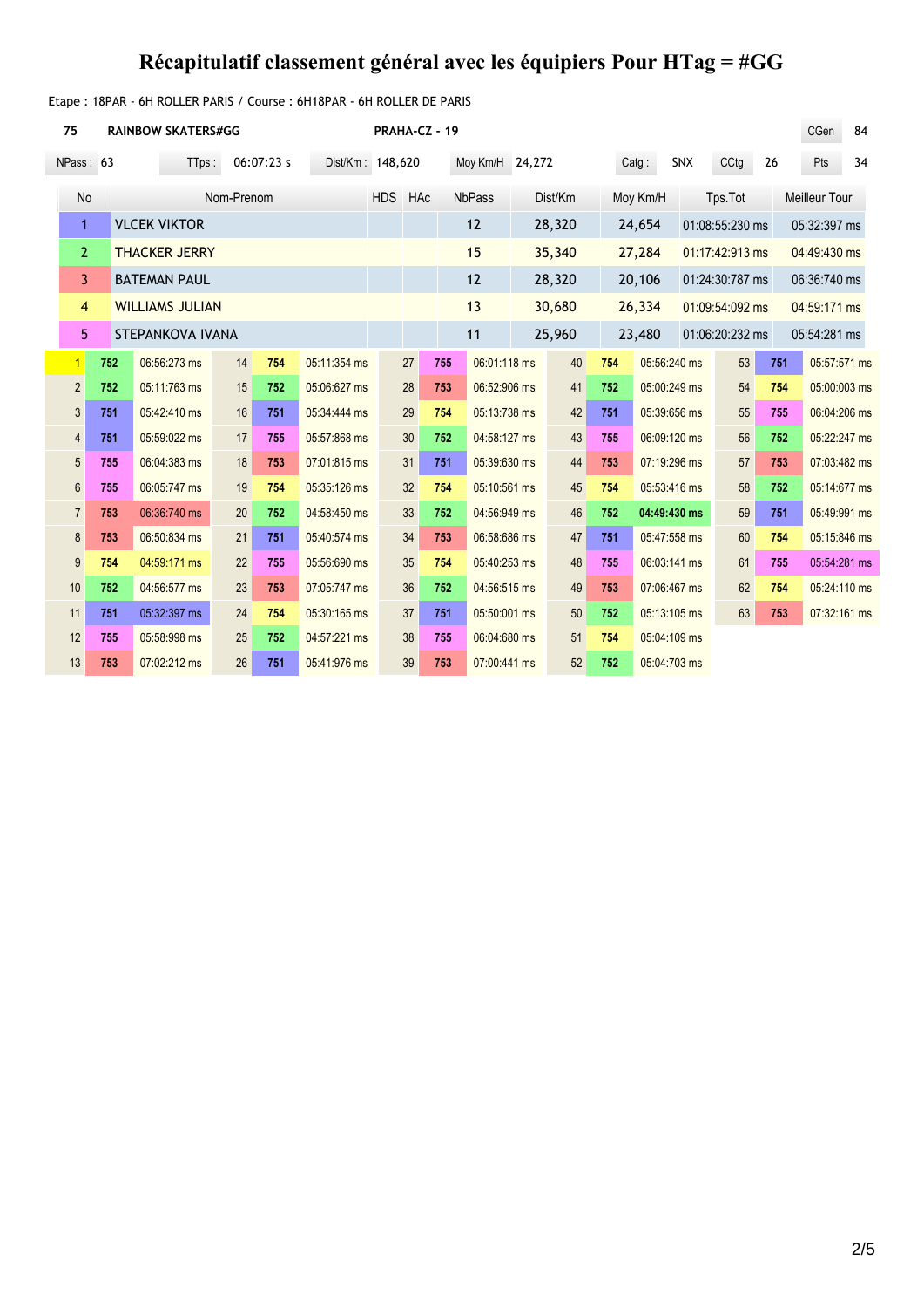# Récapitulatif classement général avec les équipiers Pour HTag = #GG

Etape : 18PAR - 6H ROLLER PARIS / Course : 6H18PAR - 6H ROLLER DE PARIS

| 75 | RAINBOW SKATERS#GG | PRAHA-CZ - 19 | | | | CGen | 84 |
|---|---|---|---|---|---|---|---|
| NPass : 63 | TTps : 06:07:23 s | Dist/Km : 148,620 | Moy Km/H 24,272 | Catg : SNX | CCtg 26 | Pts | 34 |

| No | Nom-Prenom | HDS | HAc | NbPass | Dist/Km | Moy Km/H | Tps.Tot | Meilleur Tour |
|---|---|---|---|---|---|---|---|---|
| 1 | VLCEK VIKTOR | | | 12 | 28,320 | 24,654 | 01:08:55:230 ms | 05:32:397 ms |
| 2 | THACKER JERRY | | | 15 | 35,340 | 27,284 | 01:17:42:913 ms | 04:49:430 ms |
| 3 | BATEMAN PAUL | | | 12 | 28,320 | 20,106 | 01:24:30:787 ms | 06:36:740 ms |
| 4 | WILLIAMS JULIAN | | | 13 | 30,680 | 26,334 | 01:09:54:092 ms | 04:59:171 ms |
| 5 | STEPANKOVA IVANA | | | 11 | 25,960 | 23,480 | 01:06:20:232 ms | 05:54:281 ms |

| | | | | | | | | | | | | | | |
|---|---|---|---|---|---|---|---|---|---|---|---|---|---|---|
| 1 | 752 | 06:56:273 ms | 14 | 754 | 05:11:354 ms | 27 | 755 | 06:01:118 ms | 40 | 754 | 05:56:240 ms | 53 | 751 | 05:57:571 ms |
| 2 | 752 | 05:11:763 ms | 15 | 752 | 05:06:627 ms | 28 | 753 | 06:52:906 ms | 41 | 752 | 05:00:249 ms | 54 | 754 | 05:00:003 ms |
| 3 | 751 | 05:42:410 ms | 16 | 751 | 05:34:444 ms | 29 | 754 | 05:13:738 ms | 42 | 751 | 05:39:656 ms | 55 | 755 | 06:04:206 ms |
| 4 | 751 | 05:59:022 ms | 17 | 755 | 05:57:868 ms | 30 | 752 | 04:58:127 ms | 43 | 755 | 06:09:120 ms | 56 | 752 | 05:22:247 ms |
| 5 | 755 | 06:04:383 ms | 18 | 753 | 07:01:815 ms | 31 | 751 | 05:39:630 ms | 44 | 753 | 07:19:296 ms | 57 | 753 | 07:03:482 ms |
| 6 | 755 | 06:05:747 ms | 19 | 754 | 05:35:126 ms | 32 | 754 | 05:10:561 ms | 45 | 754 | 05:53:416 ms | 58 | 752 | 05:14:677 ms |
| 7 | 753 | 06:36:740 ms | 20 | 752 | 04:58:450 ms | 33 | 752 | 04:56:949 ms | 46 | 752 | 04:49:430 ms | 59 | 751 | 05:49:991 ms |
| 8 | 753 | 06:50:834 ms | 21 | 751 | 05:40:574 ms | 34 | 753 | 06:58:686 ms | 47 | 751 | 05:47:558 ms | 60 | 754 | 05:15:846 ms |
| 9 | 754 | 04:59:171 ms | 22 | 755 | 05:56:690 ms | 35 | 754 | 05:40:253 ms | 48 | 755 | 06:03:141 ms | 61 | 755 | 05:54:281 ms |
| 10 | 752 | 04:56:577 ms | 23 | 753 | 07:05:747 ms | 36 | 752 | 04:56:515 ms | 49 | 753 | 07:06:467 ms | 62 | 754 | 05:24:110 ms |
| 11 | 751 | 05:32:397 ms | 24 | 754 | 05:30:165 ms | 37 | 751 | 05:50:001 ms | 50 | 752 | 05:13:105 ms | 63 | 753 | 07:32:161 ms |
| 12 | 755 | 05:58:998 ms | 25 | 752 | 04:57:221 ms | 38 | 755 | 06:04:680 ms | 51 | 754 | 05:04:109 ms | | | |
| 13 | 753 | 07:02:212 ms | 26 | 751 | 05:41:976 ms | 39 | 753 | 07:00:441 ms | 52 | 752 | 05:04:703 ms | | | |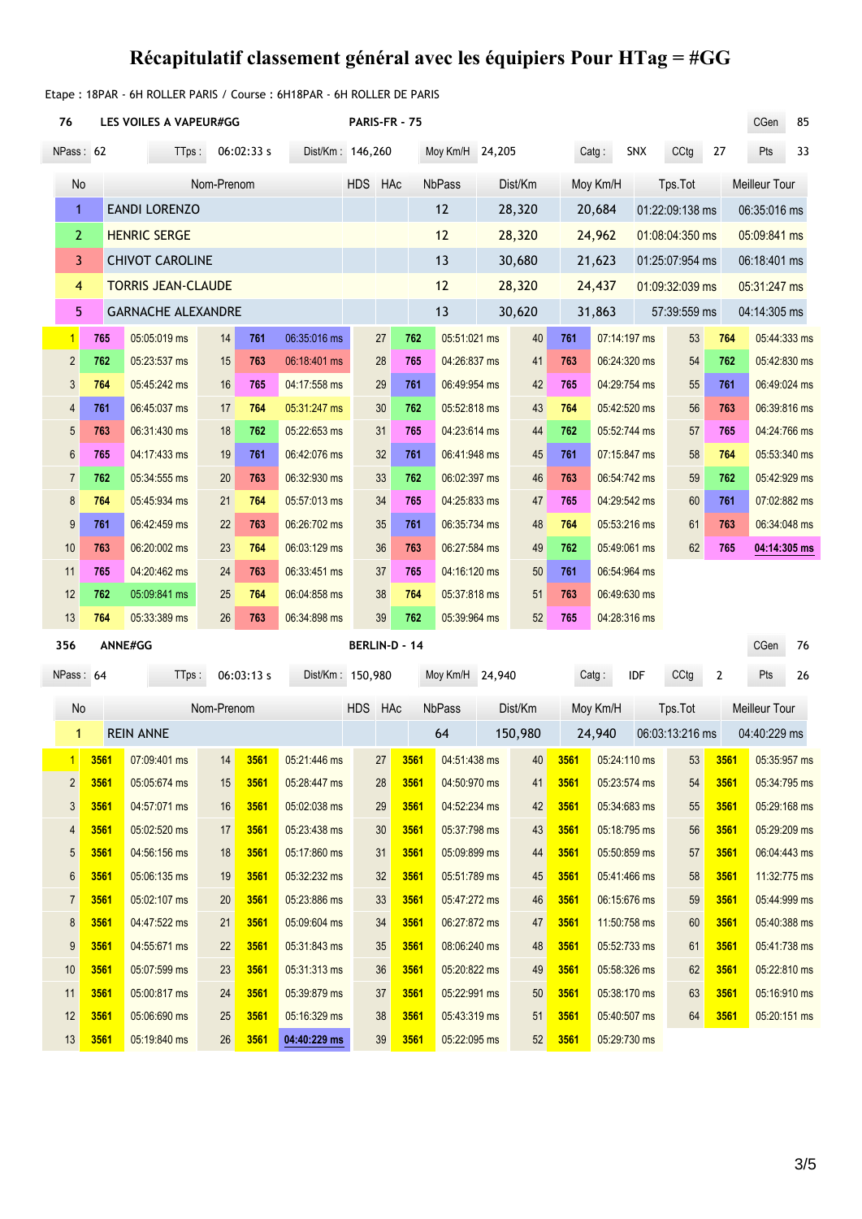# Récapitulatif classement général avec les équipiers Pour HTag = #GG

Etape : 18PAR - 6H ROLLER PARIS / Course : 6H18PAR - 6H ROLLER DE PARIS

| | | | | | | | | | | | | |
|---|---|---|---|---|---|---|---|---|---|---|---|---|
| 76 | LES VOILES A VAPEUR#GG | | PARIS-FR - 75 | | | | | | | CGen | 85 | |
| NPass : | 62 | TTps : | 06:02:33 s | Dist/Km : | 146,260 | Moy Km/H | 24,205 | Catg : | SNX | CCtg | 27 | Pts 33 |

| No | Nom-Prenom | HDS | HAc | NbPass | Dist/Km | Moy Km/H | Tps.Tot | Meilleur Tour |
|---|---|---|---|---|---|---|---|---|
| 1 | EANDI LORENZO | | | 12 | 28,320 | 20,684 | 01:22:09:138 ms | 06:35:016 ms |
| 2 | HENRIC SERGE | | | 12 | 28,320 | 24,962 | 01:08:04:350 ms | 05:09:841 ms |
| 3 | CHIVOT CAROLINE | | | 13 | 30,680 | 21,623 | 01:25:07:954 ms | 06:18:401 ms |
| 4 | TORRIS JEAN-CLAUDE | | | 12 | 28,320 | 24,437 | 01:09:32:039 ms | 05:31:247 ms |
| 5 | GARNACHE ALEXANDRE | | | 13 | 30,620 | 31,863 | 57:39:559 ms | 04:14:305 ms |

| | | | | | | | | | | | | | | |
|---|---|---|---|---|---|---|---|---|---|---|---|---|---|---|
| 1 | 765 | 05:05:019 ms | 14 | 761 | 06:35:016 ms | 27 | 762 | 05:51:021 ms | 40 | 761 | 07:14:197 ms | 53 | 764 | 05:44:333 ms |
| 2 | 762 | 05:23:537 ms | 15 | 763 | 06:18:401 ms | 28 | 765 | 04:26:837 ms | 41 | 763 | 06:24:320 ms | 54 | 762 | 05:42:830 ms |
| 3 | 764 | 05:45:242 ms | 16 | 765 | 04:17:558 ms | 29 | 761 | 06:49:954 ms | 42 | 765 | 04:29:754 ms | 55 | 761 | 06:49:024 ms |
| 4 | 761 | 06:45:037 ms | 17 | 764 | 05:31:247 ms | 30 | 762 | 05:52:818 ms | 43 | 764 | 05:42:520 ms | 56 | 763 | 06:39:816 ms |
| 5 | 763 | 06:31:430 ms | 18 | 762 | 05:22:653 ms | 31 | 765 | 04:23:614 ms | 44 | 762 | 05:52:744 ms | 57 | 765 | 04:24:766 ms |
| 6 | 765 | 04:17:433 ms | 19 | 761 | 06:42:076 ms | 32 | 761 | 06:41:948 ms | 45 | 761 | 07:15:847 ms | 58 | 764 | 05:53:340 ms |
| 7 | 762 | 05:34:555 ms | 20 | 763 | 06:32:930 ms | 33 | 762 | 06:02:397 ms | 46 | 763 | 06:54:742 ms | 59 | 762 | 05:42:929 ms |
| 8 | 764 | 05:45:934 ms | 21 | 764 | 05:57:013 ms | 34 | 765 | 04:25:833 ms | 47 | 765 | 04:29:542 ms | 60 | 761 | 07:02:882 ms |
| 9 | 761 | 06:42:459 ms | 22 | 763 | 06:26:702 ms | 35 | 761 | 06:35:734 ms | 48 | 764 | 05:53:216 ms | 61 | 763 | 06:34:048 ms |
| 10 | 763 | 06:20:002 ms | 23 | 764 | 06:03:129 ms | 36 | 763 | 06:27:584 ms | 49 | 762 | 05:49:061 ms | 62 | 765 | 04:14:305 ms |
| 11 | 765 | 04:20:462 ms | 24 | 763 | 06:33:451 ms | 37 | 765 | 04:16:120 ms | 50 | 761 | 06:54:964 ms | | | |
| 12 | 762 | 05:09:841 ms | 25 | 764 | 06:04:858 ms | 38 | 764 | 05:37:818 ms | 51 | 763 | 06:49:630 ms | | | |
| 13 | 764 | 05:33:389 ms | 26 | 763 | 06:34:898 ms | 39 | 762 | 05:39:964 ms | 52 | 765 | 04:28:316 ms | | | |

| | | | | | | | | | | | | |
|---|---|---|---|---|---|---|---|---|---|---|---|---|
| 356 | ANNE#GG | | BERLIN-D - 14 | | | | | | | CGen | 76 | |
| NPass : | 64 | TTps : | 06:03:13 s | Dist/Km : | 150,980 | Moy Km/H | 24,940 | Catg : | IDF | CCtg | 2 | Pts 26 |

| No | Nom-Prenom | HDS | HAc | NbPass | Dist/Km | Moy Km/H | Tps.Tot | Meilleur Tour |
|---|---|---|---|---|---|---|---|---|
| 1 | REIN ANNE | | | 64 | 150,980 | 24,940 | 06:03:13:216 ms | 04:40:229 ms |

| | | | | | | | | | | | | | | |
|---|---|---|---|---|---|---|---|---|---|---|---|---|---|---|
| 1 | 3561 | 07:09:401 ms | 14 | 3561 | 05:21:446 ms | 27 | 3561 | 04:51:438 ms | 40 | 3561 | 05:24:110 ms | 53 | 3561 | 05:35:957 ms |
| 2 | 3561 | 05:05:674 ms | 15 | 3561 | 05:28:447 ms | 28 | 3561 | 04:50:970 ms | 41 | 3561 | 05:23:574 ms | 54 | 3561 | 05:34:795 ms |
| 3 | 3561 | 04:57:071 ms | 16 | 3561 | 05:02:038 ms | 29 | 3561 | 04:52:234 ms | 42 | 3561 | 05:34:683 ms | 55 | 3561 | 05:29:168 ms |
| 4 | 3561 | 05:02:520 ms | 17 | 3561 | 05:23:438 ms | 30 | 3561 | 05:37:798 ms | 43 | 3561 | 05:18:795 ms | 56 | 3561 | 05:29:209 ms |
| 5 | 3561 | 04:56:156 ms | 18 | 3561 | 05:17:860 ms | 31 | 3561 | 05:09:899 ms | 44 | 3561 | 05:50:859 ms | 57 | 3561 | 06:04:443 ms |
| 6 | 3561 | 05:06:135 ms | 19 | 3561 | 05:32:232 ms | 32 | 3561 | 05:51:789 ms | 45 | 3561 | 05:41:466 ms | 58 | 3561 | 11:32:775 ms |
| 7 | 3561 | 05:02:107 ms | 20 | 3561 | 05:23:886 ms | 33 | 3561 | 05:47:272 ms | 46 | 3561 | 06:15:676 ms | 59 | 3561 | 05:44:999 ms |
| 8 | 3561 | 04:47:522 ms | 21 | 3561 | 05:09:604 ms | 34 | 3561 | 06:27:872 ms | 47 | 3561 | 11:50:758 ms | 60 | 3561 | 05:40:388 ms |
| 9 | 3561 | 04:55:671 ms | 22 | 3561 | 05:31:843 ms | 35 | 3561 | 08:06:240 ms | 48 | 3561 | 05:52:733 ms | 61 | 3561 | 05:41:738 ms |
| 10 | 3561 | 05:07:599 ms | 23 | 3561 | 05:31:313 ms | 36 | 3561 | 05:20:822 ms | 49 | 3561 | 05:58:326 ms | 62 | 3561 | 05:22:810 ms |
| 11 | 3561 | 05:00:817 ms | 24 | 3561 | 05:39:879 ms | 37 | 3561 | 05:22:991 ms | 50 | 3561 | 05:38:170 ms | 63 | 3561 | 05:16:910 ms |
| 12 | 3561 | 05:06:690 ms | 25 | 3561 | 05:16:329 ms | 38 | 3561 | 05:43:319 ms | 51 | 3561 | 05:40:507 ms | 64 | 3561 | 05:20:151 ms |
| 13 | 3561 | 05:19:840 ms | 26 | 3561 | 04:40:229 ms | 39 | 3561 | 05:22:095 ms | 52 | 3561 | 05:29:730 ms | | | |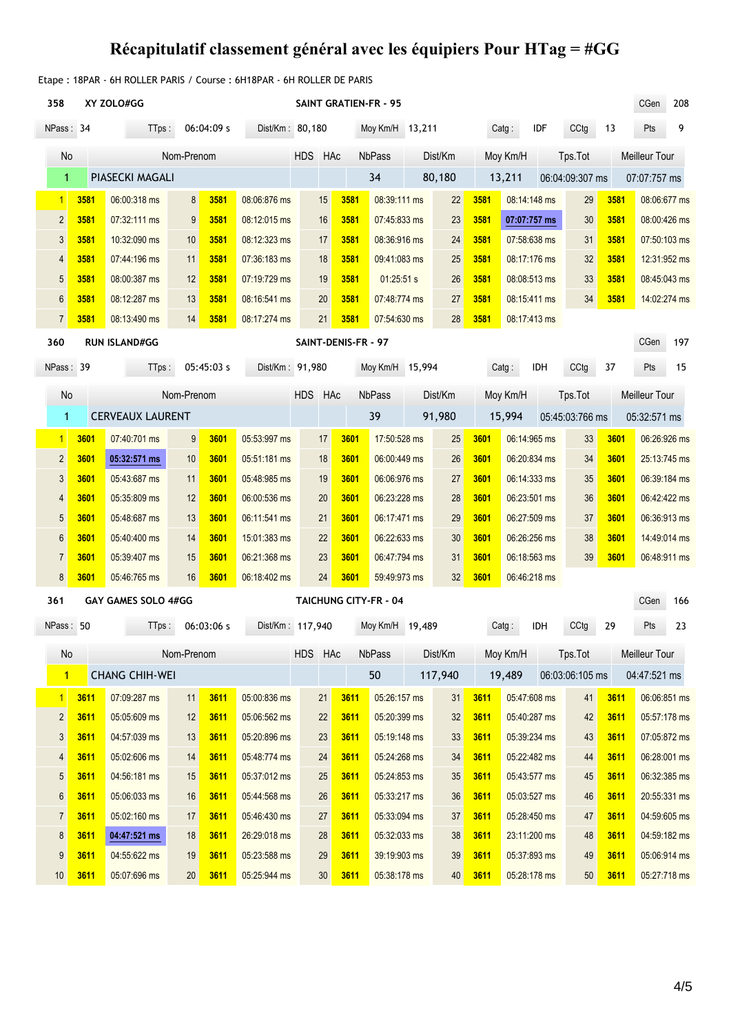# Récapitulatif classement général avec les équipiers Pour HTag = #GG

Etape : 18PAR - 6H ROLLER PARIS / Course : 6H18PAR - 6H ROLLER DE PARIS

## 358 XY ZOLO#GG — SAINT GRATIEN-FR - 95

| | | | | | | | | | | | | | |
|---|---|---|---|---|---|---|---|---|---|---|---|---|---|
| NPass : | 34 | TTps : | 06:04:09 s | Dist/Km : | 80,180 | Moy Km/H | 13,211 | Catg : | IDF | CCtg | 13 | Pts | 9 |

CGen 208

| No | Nom-Prenom | HDS | HAc | NbPass | Dist/Km | Moy Km/H | Tps.Tot | Meilleur Tour |
|---|---|---|---|---|---|---|---|---|
| 1 | PIASECKI MAGALI | | | 34 | 80,180 | 13,211 | 06:04:09:307 ms | 07:07:757 ms |

| | | | | | | | | | | | | | | |
|---|---|---|---|---|---|---|---|---|---|---|---|---|---|---|
| 1 | 3581 | 06:00:318 ms | 8 | 3581 | 08:06:876 ms | 15 | 3581 | 08:39:111 ms | 22 | 3581 | 08:14:148 ms | 29 | 3581 | 08:06:677 ms |
| 2 | 3581 | 07:32:111 ms | 9 | 3581 | 08:12:015 ms | 16 | 3581 | 07:45:833 ms | 23 | 3581 | 07:07:757 ms | 30 | 3581 | 08:00:426 ms |
| 3 | 3581 | 10:32:090 ms | 10 | 3581 | 08:12:323 ms | 17 | 3581 | 08:36:916 ms | 24 | 3581 | 07:58:638 ms | 31 | 3581 | 07:50:103 ms |
| 4 | 3581 | 07:44:196 ms | 11 | 3581 | 07:36:183 ms | 18 | 3581 | 09:41:083 ms | 25 | 3581 | 08:17:176 ms | 32 | 3581 | 12:31:952 ms |
| 5 | 3581 | 08:00:387 ms | 12 | 3581 | 07:19:729 ms | 19 | 3581 | 01:25:51 s | 26 | 3581 | 08:08:513 ms | 33 | 3581 | 08:45:043 ms |
| 6 | 3581 | 08:12:287 ms | 13 | 3581 | 08:16:541 ms | 20 | 3581 | 07:48:774 ms | 27 | 3581 | 08:15:411 ms | 34 | 3581 | 14:02:274 ms |
| 7 | 3581 | 08:13:490 ms | 14 | 3581 | 08:17:274 ms | 21 | 3581 | 07:54:630 ms | 28 | 3581 | 08:17:413 ms | | | |

## 360 RUN ISLAND#GG — SAINT-DENIS-FR - 97

| | | | | | | | | | | | | | |
|---|---|---|---|---|---|---|---|---|---|---|---|---|---|
| NPass : | 39 | TTps : | 05:45:03 s | Dist/Km : | 91,980 | Moy Km/H | 15,994 | Catg : | IDH | CCtg | 37 | Pts | 15 |

CGen 197

| No | Nom-Prenom | HDS | HAc | NbPass | Dist/Km | Moy Km/H | Tps.Tot | Meilleur Tour |
|---|---|---|---|---|---|---|---|---|
| 1 | CERVEAUX LAURENT | | | 39 | 91,980 | 15,994 | 05:45:03:766 ms | 05:32:571 ms |

| | | | | | | | | | | | | | | |
|---|---|---|---|---|---|---|---|---|---|---|---|---|---|---|
| 1 | 3601 | 07:40:701 ms | 9 | 3601 | 05:53:997 ms | 17 | 3601 | 17:50:528 ms | 25 | 3601 | 06:14:965 ms | 33 | 3601 | 06:26:926 ms |
| 2 | 3601 | 05:32:571 ms | 10 | 3601 | 05:51:181 ms | 18 | 3601 | 06:00:449 ms | 26 | 3601 | 06:20:834 ms | 34 | 3601 | 25:13:745 ms |
| 3 | 3601 | 05:43:687 ms | 11 | 3601 | 05:48:985 ms | 19 | 3601 | 06:06:976 ms | 27 | 3601 | 06:14:333 ms | 35 | 3601 | 06:39:184 ms |
| 4 | 3601 | 05:35:809 ms | 12 | 3601 | 06:00:536 ms | 20 | 3601 | 06:23:228 ms | 28 | 3601 | 06:23:501 ms | 36 | 3601 | 06:42:422 ms |
| 5 | 3601 | 05:48:687 ms | 13 | 3601 | 06:11:541 ms | 21 | 3601 | 06:17:471 ms | 29 | 3601 | 06:27:509 ms | 37 | 3601 | 06:36:913 ms |
| 6 | 3601 | 05:40:400 ms | 14 | 3601 | 15:01:383 ms | 22 | 3601 | 06:22:633 ms | 30 | 3601 | 06:26:256 ms | 38 | 3601 | 14:49:014 ms |
| 7 | 3601 | 05:39:407 ms | 15 | 3601 | 06:21:368 ms | 23 | 3601 | 06:47:794 ms | 31 | 3601 | 06:18:563 ms | 39 | 3601 | 06:48:911 ms |
| 8 | 3601 | 05:46:765 ms | 16 | 3601 | 06:18:402 ms | 24 | 3601 | 59:49:973 ms | 32 | 3601 | 06:46:218 ms | | | |

## 361 GAY GAMES SOLO 4#GG — TAICHUNG CITY-FR - 04

| | | | | | | | | | | | | | |
|---|---|---|---|---|---|---|---|---|---|---|---|---|---|
| NPass : | 50 | TTps : | 06:03:06 s | Dist/Km : | 117,940 | Moy Km/H | 19,489 | Catg : | IDH | CCtg | 29 | Pts | 23 |

CGen 166

| No | Nom-Prenom | HDS | HAc | NbPass | Dist/Km | Moy Km/H | Tps.Tot | Meilleur Tour |
|---|---|---|---|---|---|---|---|---|
| 1 | CHANG CHIH-WEI | | | 50 | 117,940 | 19,489 | 06:03:06:105 ms | 04:47:521 ms |

| | | | | | | | | | | | | | | |
|---|---|---|---|---|---|---|---|---|---|---|---|---|---|---|
| 1 | 3611 | 07:09:287 ms | 11 | 3611 | 05:00:836 ms | 21 | 3611 | 05:26:157 ms | 31 | 3611 | 05:47:608 ms | 41 | 3611 | 06:06:851 ms |
| 2 | 3611 | 05:05:609 ms | 12 | 3611 | 05:06:562 ms | 22 | 3611 | 05:20:399 ms | 32 | 3611 | 05:40:287 ms | 42 | 3611 | 05:57:178 ms |
| 3 | 3611 | 04:57:039 ms | 13 | 3611 | 05:20:896 ms | 23 | 3611 | 05:19:148 ms | 33 | 3611 | 05:39:234 ms | 43 | 3611 | 07:05:872 ms |
| 4 | 3611 | 05:02:606 ms | 14 | 3611 | 05:48:774 ms | 24 | 3611 | 05:24:268 ms | 34 | 3611 | 05:22:482 ms | 44 | 3611 | 06:28:001 ms |
| 5 | 3611 | 04:56:181 ms | 15 | 3611 | 05:37:012 ms | 25 | 3611 | 05:24:853 ms | 35 | 3611 | 05:43:577 ms | 45 | 3611 | 06:32:385 ms |
| 6 | 3611 | 05:06:033 ms | 16 | 3611 | 05:44:568 ms | 26 | 3611 | 05:33:217 ms | 36 | 3611 | 05:03:527 ms | 46 | 3611 | 20:55:331 ms |
| 7 | 3611 | 05:02:160 ms | 17 | 3611 | 05:46:430 ms | 27 | 3611 | 05:33:094 ms | 37 | 3611 | 05:28:450 ms | 47 | 3611 | 04:59:605 ms |
| 8 | 3611 | 04:47:521 ms | 18 | 3611 | 26:29:018 ms | 28 | 3611 | 05:32:033 ms | 38 | 3611 | 23:11:200 ms | 48 | 3611 | 04:59:182 ms |
| 9 | 3611 | 04:55:622 ms | 19 | 3611 | 05:23:588 ms | 29 | 3611 | 39:19:903 ms | 39 | 3611 | 05:37:893 ms | 49 | 3611 | 05:06:914 ms |
| 10 | 3611 | 05:07:696 ms | 20 | 3611 | 05:25:944 ms | 30 | 3611 | 05:38:178 ms | 40 | 3611 | 05:28:178 ms | 50 | 3611 | 05:27:718 ms |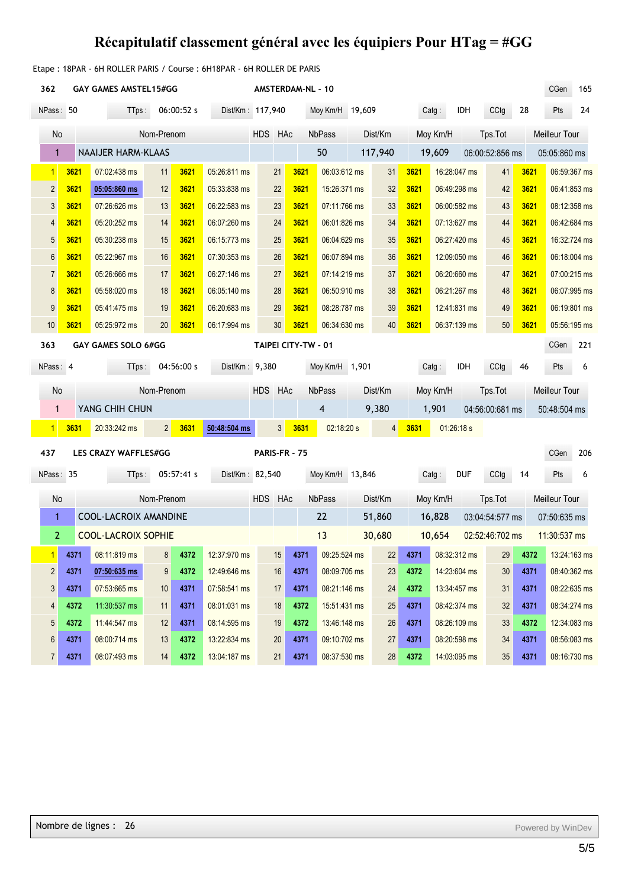# Récapitulatif classement général avec les équipiers Pour HTag = #GG

Etape : 18PAR - 6H ROLLER PARIS / Course : 6H18PAR - 6H ROLLER DE PARIS

| 362 | GAY GAMES AMSTEL15#GG | AMSTERDAM-NL - 10 | CGen | 165 |
|---|---|---|---|---|

| NPass : | 50 | TTps : | 06:00:52 s | Dist/Km : | 117,940 | Moy Km/H | 19,609 | Catg : | IDH | CCtg | 28 | Pts | 24 |
|---|---|---|---|---|---|---|---|---|---|---|---|---|---|

| No | Nom-Prenom | HDS | HAc | NbPass | Dist/Km | Moy Km/H | Tps.Tot | Meilleur Tour |
|---|---|---|---|---|---|---|---|---|
| 1 | NAAIJER HARM-KLAAS | | | 50 | 117,940 | 19,609 | 06:00:52:856 ms | 05:05:860 ms |

| | | | | | | | | | | | | | | |
|---|---|---|---|---|---|---|---|---|---|---|---|---|---|---|
| 1 | 3621 | 07:02:438 ms | 11 | 3621 | 05:26:811 ms | 21 | 3621 | 06:03:612 ms | 31 | 3621 | 16:28:047 ms | 41 | 3621 | 06:59:367 ms |
| 2 | 3621 | **05:05:860 ms** | 12 | 3621 | 05:33:838 ms | 22 | 3621 | 15:26:371 ms | 32 | 3621 | 06:49:298 ms | 42 | 3621 | 06:41:853 ms |
| 3 | 3621 | 07:26:626 ms | 13 | 3621 | 06:22:583 ms | 23 | 3621 | 07:11:766 ms | 33 | 3621 | 06:00:582 ms | 43 | 3621 | 08:12:358 ms |
| 4 | 3621 | 05:20:252 ms | 14 | 3621 | 06:07:260 ms | 24 | 3621 | 06:01:826 ms | 34 | 3621 | 07:13:627 ms | 44 | 3621 | 06:42:684 ms |
| 5 | 3621 | 05:30:238 ms | 15 | 3621 | 06:15:773 ms | 25 | 3621 | 06:04:629 ms | 35 | 3621 | 06:27:420 ms | 45 | 3621 | 16:32:724 ms |
| 6 | 3621 | 05:22:967 ms | 16 | 3621 | 07:30:353 ms | 26 | 3621 | 06:07:894 ms | 36 | 3621 | 12:09:050 ms | 46 | 3621 | 06:18:004 ms |
| 7 | 3621 | 05:26:666 ms | 17 | 3621 | 06:27:146 ms | 27 | 3621 | 07:14:219 ms | 37 | 3621 | 06:20:660 ms | 47 | 3621 | 07:00:215 ms |
| 8 | 3621 | 05:58:020 ms | 18 | 3621 | 06:05:140 ms | 28 | 3621 | 06:50:910 ms | 38 | 3621 | 06:21:267 ms | 48 | 3621 | 06:07:995 ms |
| 9 | 3621 | 05:41:475 ms | 19 | 3621 | 06:20:683 ms | 29 | 3621 | 08:28:787 ms | 39 | 3621 | 12:41:831 ms | 49 | 3621 | 06:19:801 ms |
| 10 | 3621 | 05:25:972 ms | 20 | 3621 | 06:17:994 ms | 30 | 3621 | 06:34:630 ms | 40 | 3621 | 06:37:139 ms | 50 | 3621 | 05:56:195 ms |

| 363 | GAY GAMES SOLO 6#GG | TAIPEI CITY-TW - 01 | CGen | 221 |
|---|---|---|---|---|

| NPass : | 4 | TTps : | 04:56:00 s | Dist/Km : | 9,380 | Moy Km/H | 1,901 | Catg : | IDH | CCtg | 46 | Pts | 6 |
|---|---|---|---|---|---|---|---|---|---|---|---|---|---|

| No | Nom-Prenom | HDS | HAc | NbPass | Dist/Km | Moy Km/H | Tps.Tot | Meilleur Tour |
|---|---|---|---|---|---|---|---|---|
| 1 | YANG CHIH CHUN | | | 4 | 9,380 | 1,901 | 04:56:00:681 ms | 50:48:504 ms |

| | | | | | | | | | | | |
|---|---|---|---|---|---|---|---|---|---|---|---|
| 1 | 3631 | 20:33:242 ms | 2 | 3631 | **50:48:504 ms** | 3 | 3631 | 02:18:20 s | 4 | 3631 | 01:26:18 s |

| 437 | LES CRAZY WAFFLES#GG | PARIS-FR - 75 | CGen | 206 |
|---|---|---|---|---|

| NPass : | 35 | TTps : | 05:57:41 s | Dist/Km : | 82,540 | Moy Km/H | 13,846 | Catg : | DUF | CCtg | 14 | Pts | 6 |
|---|---|---|---|---|---|---|---|---|---|---|---|---|---|

| No | Nom-Prenom | HDS | HAc | NbPass | Dist/Km | Moy Km/H | Tps.Tot | Meilleur Tour |
|---|---|---|---|---|---|---|---|---|
| 1 | COOL-LACROIX AMANDINE | | | 22 | 51,860 | 16,828 | 03:04:54:577 ms | 07:50:635 ms |
| 2 | COOL-LACROIX SOPHIE | | | 13 | 30,680 | 10,654 | 02:52:46:702 ms | 11:30:537 ms |

| | | | | | | | | | | | | | | |
|---|---|---|---|---|---|---|---|---|---|---|---|---|---|---|
| 1 | 4371 | 08:11:819 ms | 8 | 4372 | 12:37:970 ms | 15 | 4371 | 09:25:524 ms | 22 | 4371 | 08:32:312 ms | 29 | 4372 | 13:24:163 ms |
| 2 | 4371 | **07:50:635 ms** | 9 | 4372 | 12:49:646 ms | 16 | 4371 | 08:09:705 ms | 23 | 4372 | 14:23:604 ms | 30 | 4371 | 08:40:362 ms |
| 3 | 4371 | 07:53:665 ms | 10 | 4371 | 07:58:541 ms | 17 | 4371 | 08:21:146 ms | 24 | 4372 | 13:34:457 ms | 31 | 4371 | 08:22:635 ms |
| 4 | 4372 | 11:30:537 ms | 11 | 4371 | 08:01:031 ms | 18 | 4372 | 15:51:431 ms | 25 | 4371 | 08:42:374 ms | 32 | 4371 | 08:34:274 ms |
| 5 | 4372 | 11:44:547 ms | 12 | 4371 | 08:14:595 ms | 19 | 4372 | 13:46:148 ms | 26 | 4371 | 08:26:109 ms | 33 | 4372 | 12:34:083 ms |
| 6 | 4371 | 08:00:714 ms | 13 | 4372 | 13:22:834 ms | 20 | 4371 | 09:10:702 ms | 27 | 4371 | 08:20:598 ms | 34 | 4371 | 08:56:083 ms |
| 7 | 4371 | 08:07:493 ms | 14 | 4372 | 13:04:187 ms | 21 | 4371 | 08:37:530 ms | 28 | 4372 | 14:03:095 ms | 35 | 4371 | 08:16:730 ms |

Nombre de lignes : 26

Powered by WinDev